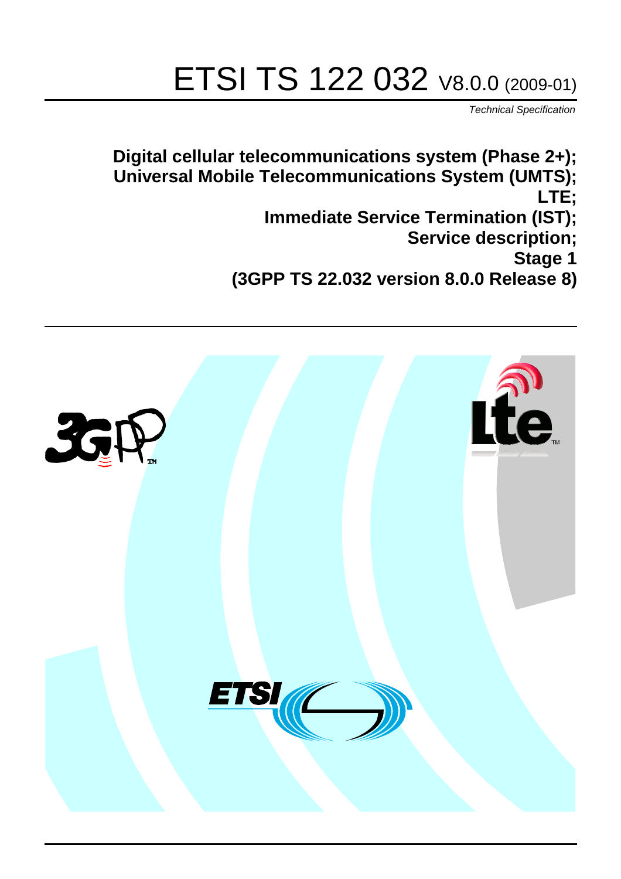# ETSI TS 122 032 V8.0.0 (2009-01)

*Technical Specification*

**Digital cellular telecommunications system (Phase 2+); Universal Mobile Telecommunications System (UMTS); LTE; Immediate Service Termination (IST); Service description; Stage 1 (3GPP TS 22.032 version 8.0.0 Release 8)**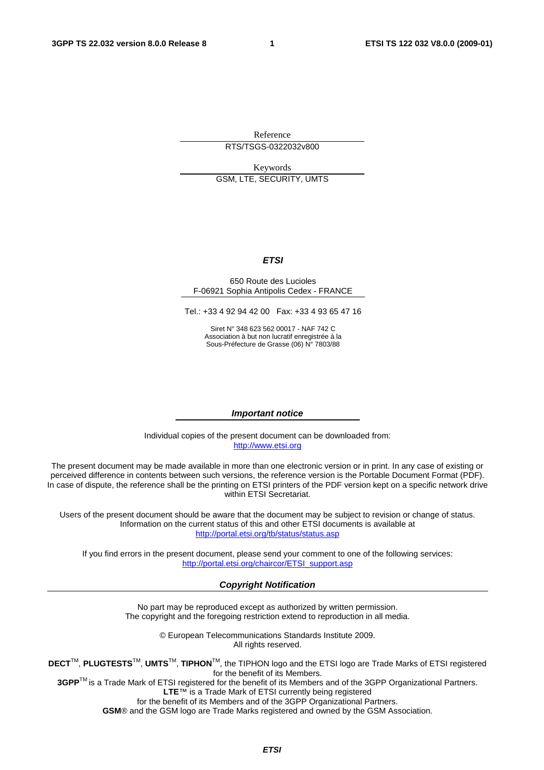Reference

RTS/TSGS-0322032v800

Keywords

GSM, LTE, SECURITY, UMTS

***ETSI***

650 Route des Lucioles
F-06921 Sophia Antipolis Cedex - FRANCE

Tel.: +33 4 92 94 42 00   Fax: +33 4 93 65 47 16

Siret N° 348 623 562 00017 - NAF 742 C
Association à but non lucratif enregistrée à la
Sous-Préfecture de Grasse (06) N° 7803/88

***Important notice***

Individual copies of the present document can be downloaded from:
http://www.etsi.org

The present document may be made available in more than one electronic version or in print. In any case of existing or perceived difference in contents between such versions, the reference version is the Portable Document Format (PDF). In case of dispute, the reference shall be the printing on ETSI printers of the PDF version kept on a specific network drive within ETSI Secretariat.

Users of the present document should be aware that the document may be subject to revision or change of status. Information on the current status of this and other ETSI documents is available at
http://portal.etsi.org/tb/status/status.asp

If you find errors in the present document, please send your comment to one of the following services:
http://portal.etsi.org/chaircor/ETSI_support.asp

***Copyright Notification***

No part may be reproduced except as authorized by written permission.
The copyright and the foregoing restriction extend to reproduction in all media.

© European Telecommunications Standards Institute 2009.
All rights reserved.

**DECT**™, **PLUGTESTS**™, **UMTS**™, **TIPHON**™, the TIPHON logo and the ETSI logo are Trade Marks of ETSI registered for the benefit of its Members.
**3GPP**™ is a Trade Mark of ETSI registered for the benefit of its Members and of the 3GPP Organizational Partners.
**LTE**™ is a Trade Mark of ETSI currently being registered
for the benefit of its Members and of the 3GPP Organizational Partners.
**GSM**® and the GSM logo are Trade Marks registered and owned by the GSM Association.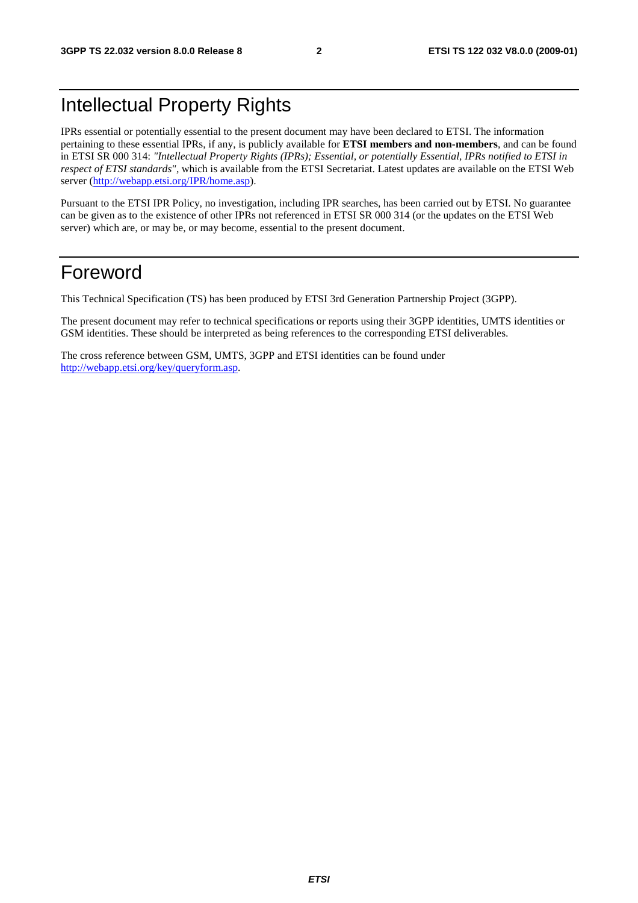# Intellectual Property Rights

IPRs essential or potentially essential to the present document may have been declared to ETSI. The information pertaining to these essential IPRs, if any, is publicly available for **ETSI members and non-members**, and can be found in ETSI SR 000 314: *"Intellectual Property Rights (IPRs); Essential, or potentially Essential, IPRs notified to ETSI in respect of ETSI standards"*, which is available from the ETSI Secretariat. Latest updates are available on the ETSI Web server (http://webapp.etsi.org/IPR/home.asp).

Pursuant to the ETSI IPR Policy, no investigation, including IPR searches, has been carried out by ETSI. No guarantee can be given as to the existence of other IPRs not referenced in ETSI SR 000 314 (or the updates on the ETSI Web server) which are, or may be, or may become, essential to the present document.

# Foreword

This Technical Specification (TS) has been produced by ETSI 3rd Generation Partnership Project (3GPP).

The present document may refer to technical specifications or reports using their 3GPP identities, UMTS identities or GSM identities. These should be interpreted as being references to the corresponding ETSI deliverables.

The cross reference between GSM, UMTS, 3GPP and ETSI identities can be found under http://webapp.etsi.org/key/queryform.asp.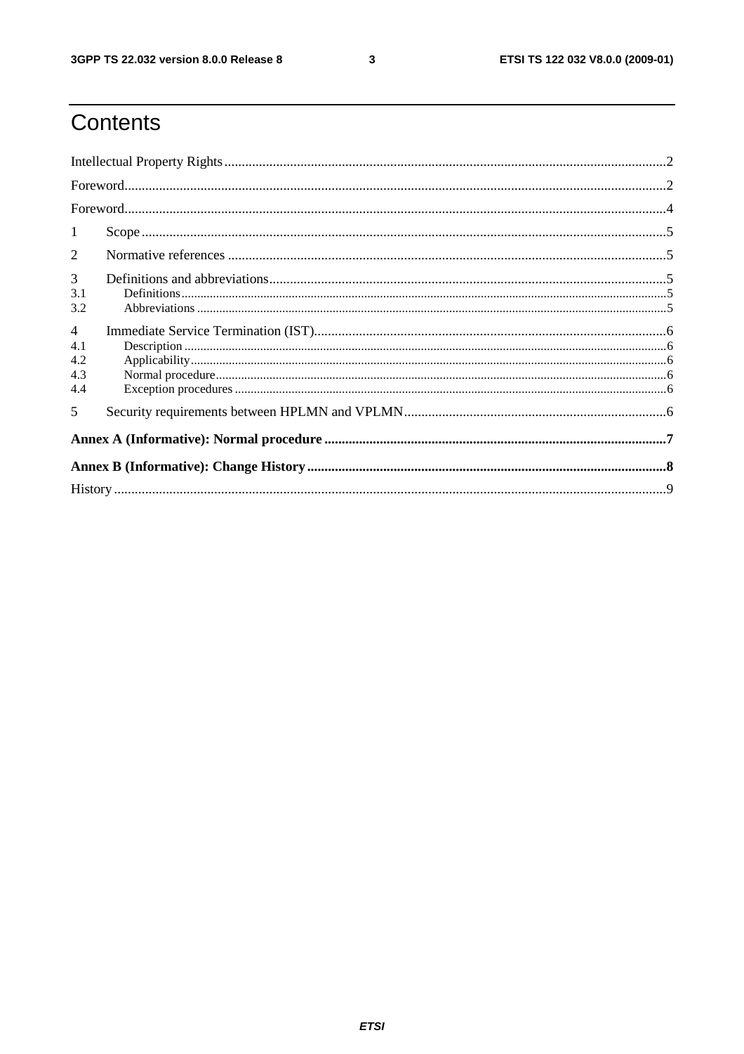# Contents

Intellectual Property Rights....................................................................................................................................2

Foreword.................................................................................................................................................................2

Foreword.................................................................................................................................................................4

1 Scope...................................................................................................................................................................5

2 Normative references .........................................................................................................................................5

3 Definitions and abbreviations.............................................................................................................................5

3.1 Definitions........................................................................................................................................................5

3.2 Abbreviations ...................................................................................................................................................5

4 Immediate Service Termination (IST)................................................................................................................6

4.1 Description .......................................................................................................................................................6

4.2 Applicability.....................................................................................................................................................6

4.3 Normal procedure.............................................................................................................................................6

4.4 Exception procedures .......................................................................................................................................6

5 Security requirements between HPLMN and VPLMN......................................................................................6

**Annex A (Informative): Normal procedure ...........................................................................................................7**

**Annex B (Informative): Change History ................................................................................................................8**

History.....................................................................................................................................................................9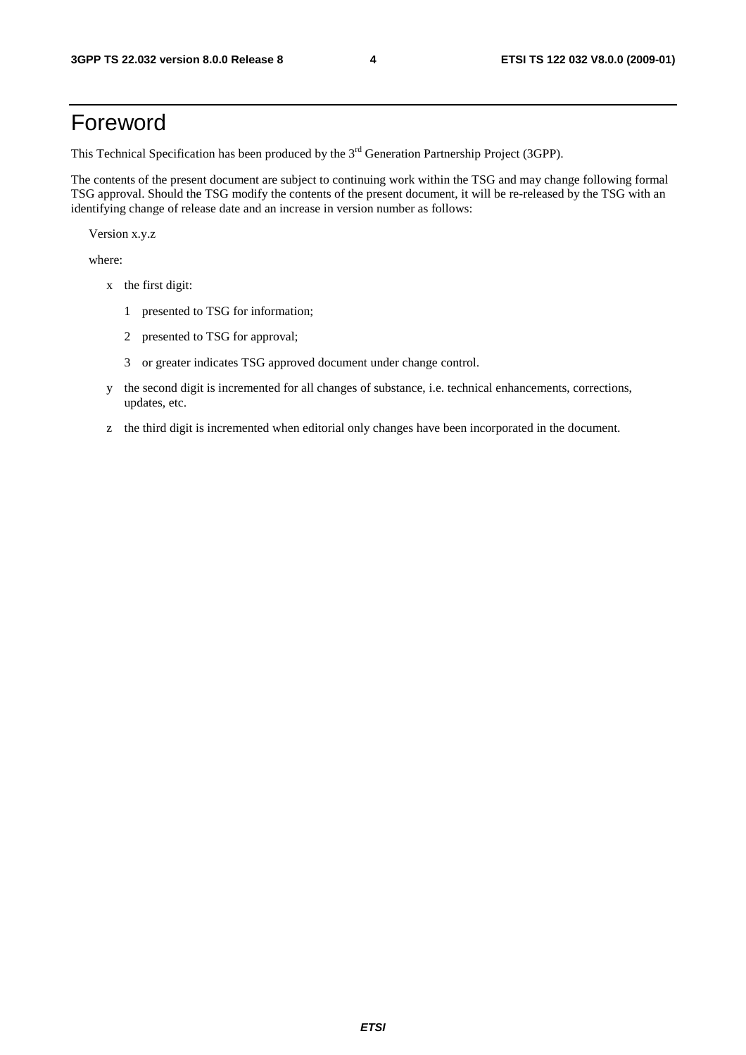# Foreword

This Technical Specification has been produced by the 3rd Generation Partnership Project (3GPP).

The contents of the present document are subject to continuing work within the TSG and may change following formal TSG approval. Should the TSG modify the contents of the present document, it will be re-released by the TSG with an identifying change of release date and an increase in version number as follows:

Version x.y.z

where:

- x the first digit:
  - 1 presented to TSG for information;
  - 2 presented to TSG for approval;
  - 3 or greater indicates TSG approved document under change control.
- y the second digit is incremented for all changes of substance, i.e. technical enhancements, corrections, updates, etc.
- z the third digit is incremented when editorial only changes have been incorporated in the document.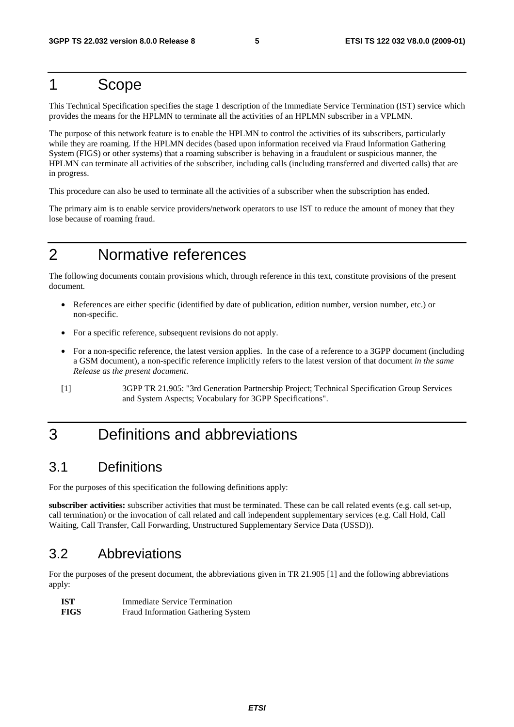# 1 Scope

This Technical Specification specifies the stage 1 description of the Immediate Service Termination (IST) service which provides the means for the HPLMN to terminate all the activities of an HPLMN subscriber in a VPLMN.

The purpose of this network feature is to enable the HPLMN to control the activities of its subscribers, particularly while they are roaming. If the HPLMN decides (based upon information received via Fraud Information Gathering System (FIGS) or other systems) that a roaming subscriber is behaving in a fraudulent or suspicious manner, the HPLMN can terminate all activities of the subscriber, including calls (including transferred and diverted calls) that are in progress.

This procedure can also be used to terminate all the activities of a subscriber when the subscription has ended.

The primary aim is to enable service providers/network operators to use IST to reduce the amount of money that they lose because of roaming fraud.

# 2 Normative references

The following documents contain provisions which, through reference in this text, constitute provisions of the present document.

- References are either specific (identified by date of publication, edition number, version number, etc.) or non-specific.
- For a specific reference, subsequent revisions do not apply.
- For a non-specific reference, the latest version applies. In the case of a reference to a 3GPP document (including a GSM document), a non-specific reference implicitly refers to the latest version of that document *in the same Release as the present document*.

[1] 3GPP TR 21.905: "3rd Generation Partnership Project; Technical Specification Group Services and System Aspects; Vocabulary for 3GPP Specifications".

# 3 Definitions and abbreviations

## 3.1 Definitions

For the purposes of this specification the following definitions apply:

**subscriber activities:** subscriber activities that must be terminated. These can be call related events (e.g. call set-up, call termination) or the invocation of call related and call independent supplementary services (e.g. Call Hold, Call Waiting, Call Transfer, Call Forwarding, Unstructured Supplementary Service Data (USSD)).

## 3.2 Abbreviations

For the purposes of the present document, the abbreviations given in TR 21.905 [1] and the following abbreviations apply:

**IST** Immediate Service Termination
**FIGS** Fraud Information Gathering System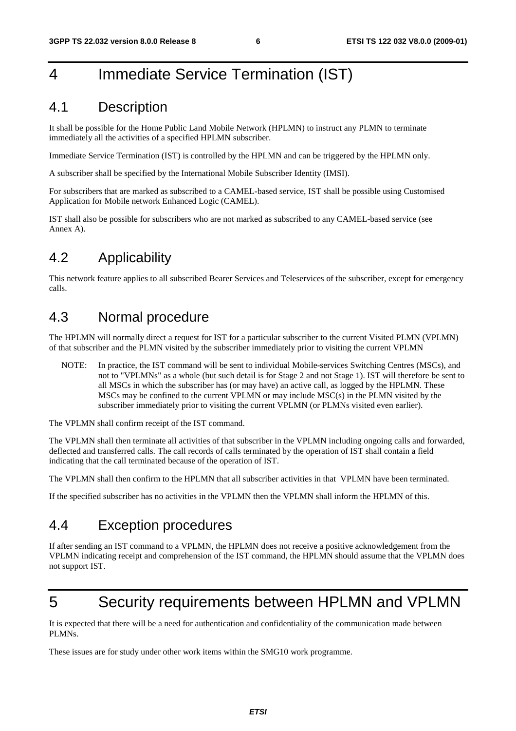# 4 Immediate Service Termination (IST)

## 4.1 Description

It shall be possible for the Home Public Land Mobile Network (HPLMN) to instruct any PLMN to terminate immediately all the activities of a specified HPLMN subscriber.

Immediate Service Termination (IST) is controlled by the HPLMN and can be triggered by the HPLMN only.

A subscriber shall be specified by the International Mobile Subscriber Identity (IMSI).

For subscribers that are marked as subscribed to a CAMEL-based service, IST shall be possible using Customised Application for Mobile network Enhanced Logic (CAMEL).

IST shall also be possible for subscribers who are not marked as subscribed to any CAMEL-based service (see Annex A).

## 4.2 Applicability

This network feature applies to all subscribed Bearer Services and Teleservices of the subscriber, except for emergency calls.

## 4.3 Normal procedure

The HPLMN will normally direct a request for IST for a particular subscriber to the current Visited PLMN (VPLMN) of that subscriber and the PLMN visited by the subscriber immediately prior to visiting the current VPLMN

NOTE: In practice, the IST command will be sent to individual Mobile-services Switching Centres (MSCs), and not to "VPLMNs" as a whole (but such detail is for Stage 2 and not Stage 1). IST will therefore be sent to all MSCs in which the subscriber has (or may have) an active call, as logged by the HPLMN. These MSCs may be confined to the current VPLMN or may include MSC(s) in the PLMN visited by the subscriber immediately prior to visiting the current VPLMN (or PLMNs visited even earlier).

The VPLMN shall confirm receipt of the IST command.

The VPLMN shall then terminate all activities of that subscriber in the VPLMN including ongoing calls and forwarded, deflected and transferred calls. The call records of calls terminated by the operation of IST shall contain a field indicating that the call terminated because of the operation of IST.

The VPLMN shall then confirm to the HPLMN that all subscriber activities in that VPLMN have been terminated.

If the specified subscriber has no activities in the VPLMN then the VPLMN shall inform the HPLMN of this.

## 4.4 Exception procedures

If after sending an IST command to a VPLMN, the HPLMN does not receive a positive acknowledgement from the VPLMN indicating receipt and comprehension of the IST command, the HPLMN should assume that the VPLMN does not support IST.

# 5 Security requirements between HPLMN and VPLMN

It is expected that there will be a need for authentication and confidentiality of the communication made between PLMNs.

These issues are for study under other work items within the SMG10 work programme.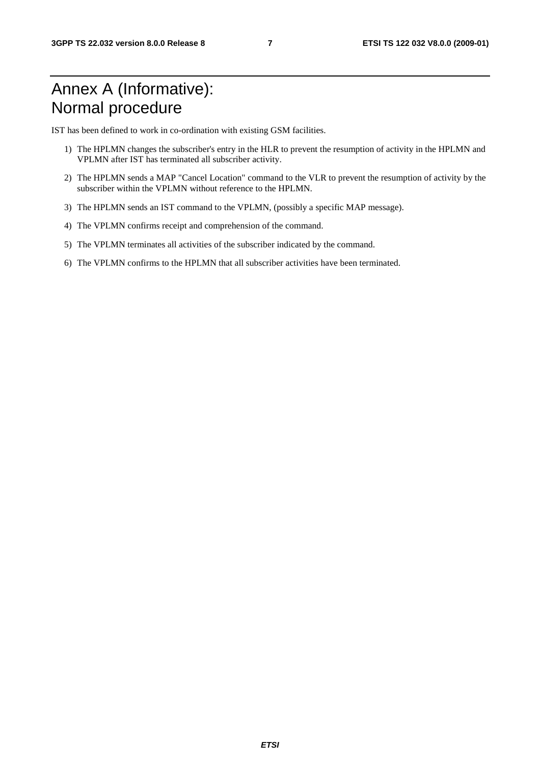# Annex A (Informative): Normal procedure

IST has been defined to work in co-ordination with existing GSM facilities.

1) The HPLMN changes the subscriber's entry in the HLR to prevent the resumption of activity in the HPLMN and VPLMN after IST has terminated all subscriber activity.

2) The HPLMN sends a MAP "Cancel Location" command to the VLR to prevent the resumption of activity by the subscriber within the VPLMN without reference to the HPLMN.

3) The HPLMN sends an IST command to the VPLMN, (possibly a specific MAP message).

4) The VPLMN confirms receipt and comprehension of the command.

5) The VPLMN terminates all activities of the subscriber indicated by the command.

6) The VPLMN confirms to the HPLMN that all subscriber activities have been terminated.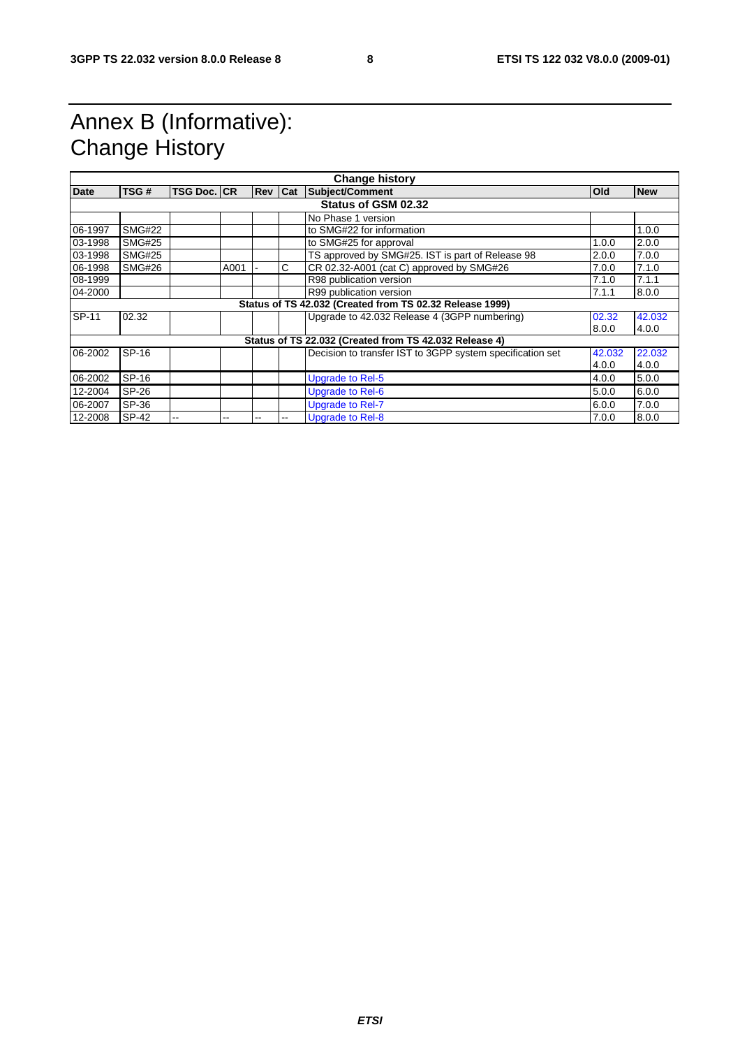# Annex B (Informative): Change History

| Change history | | | | | | | | |
|---|---|---|---|---|---|---|---|---|
| **Date** | **TSG #** | **TSG Doc.** | **CR** | **Rev** | **Cat** | **Subject/Comment** | **Old** | **New** |
| | | | | | | **Status of GSM 02.32** | | |
| | | | | | | No Phase 1 version | | |
| 06-1997 | SMG#22 | | | | | to SMG#22 for information | | 1.0.0 |
| 03-1998 | SMG#25 | | | | | to SMG#25 for approval | 1.0.0 | 2.0.0 |
| 03-1998 | SMG#25 | | | | | TS approved by SMG#25. IST is part of Release 98 | 2.0.0 | 7.0.0 |
| 06-1998 | SMG#26 | | A001 | - | C | CR 02.32-A001 (cat C) approved by SMG#26 | 7.0.0 | 7.1.0 |
| 08-1999 | | | | | | R98 publication version | 7.1.0 | 7.1.1 |
| 04-2000 | | | | | | R99 publication version | 7.1.1 | 8.0.0 |
| | | | | | | **Status of TS 42.032 (Created from TS 02.32 Release 1999)** | | |
| SP-11 | 02.32 | | | | | Upgrade to 42.032 Release 4 (3GPP numbering) | 02.32 8.0.0 | 42.032 4.0.0 |
| | | | | | | **Status of TS 22.032 (Created from TS 42.032 Release 4)** | | |
| 06-2002 | SP-16 | | | | | Decision to transfer IST to 3GPP system specification set | 42.032 4.0.0 | 22.032 4.0.0 |
| 06-2002 | SP-16 | | | | | Upgrade to Rel-5 | 4.0.0 | 5.0.0 |
| 12-2004 | SP-26 | | | | | Upgrade to Rel-6 | 5.0.0 | 6.0.0 |
| 06-2007 | SP-36 | | | | | Upgrade to Rel-7 | 6.0.0 | 7.0.0 |
| 12-2008 | SP-42 | -- | -- | -- | -- | Upgrade to Rel-8 | 7.0.0 | 8.0.0 |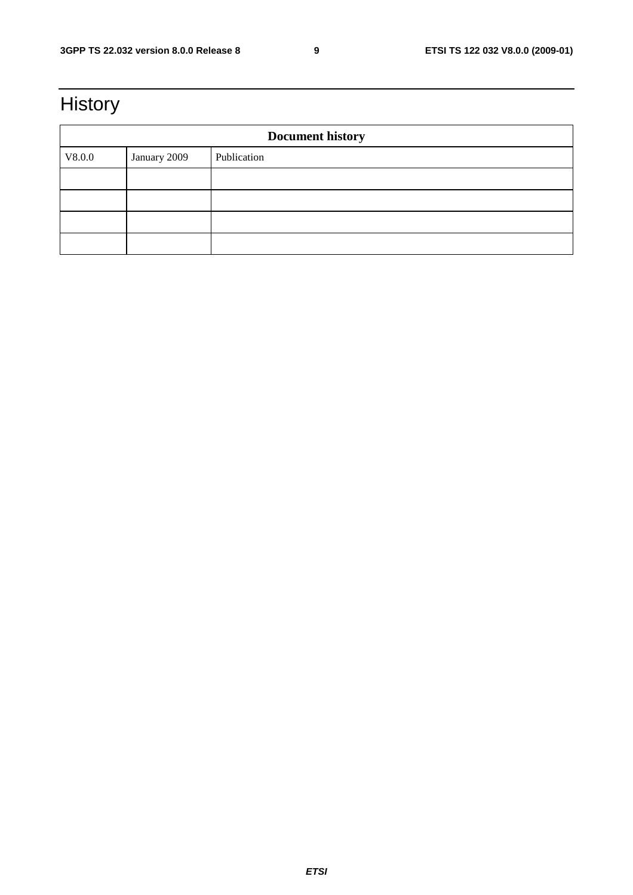# History

| Document history | | |
| --- | --- | --- |
| V8.0.0 | January 2009 | Publication |
| | | |
| | | |
| | | |
| | | |